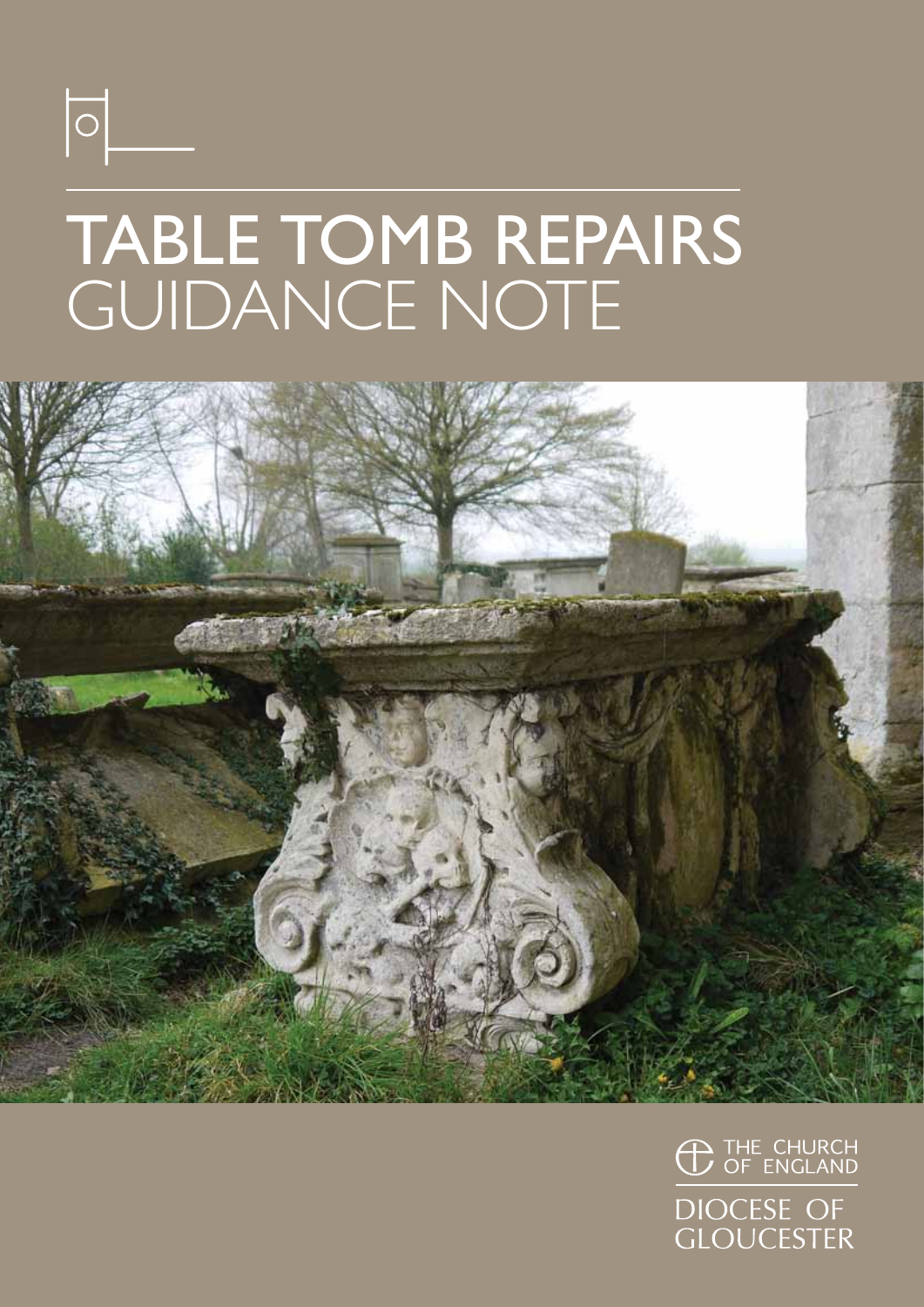# TABLE TOMB REPAIRS
## GUIDANCE NOTE

THE CHURCH OF ENGLAND

DIOCESE OF GLOUCESTER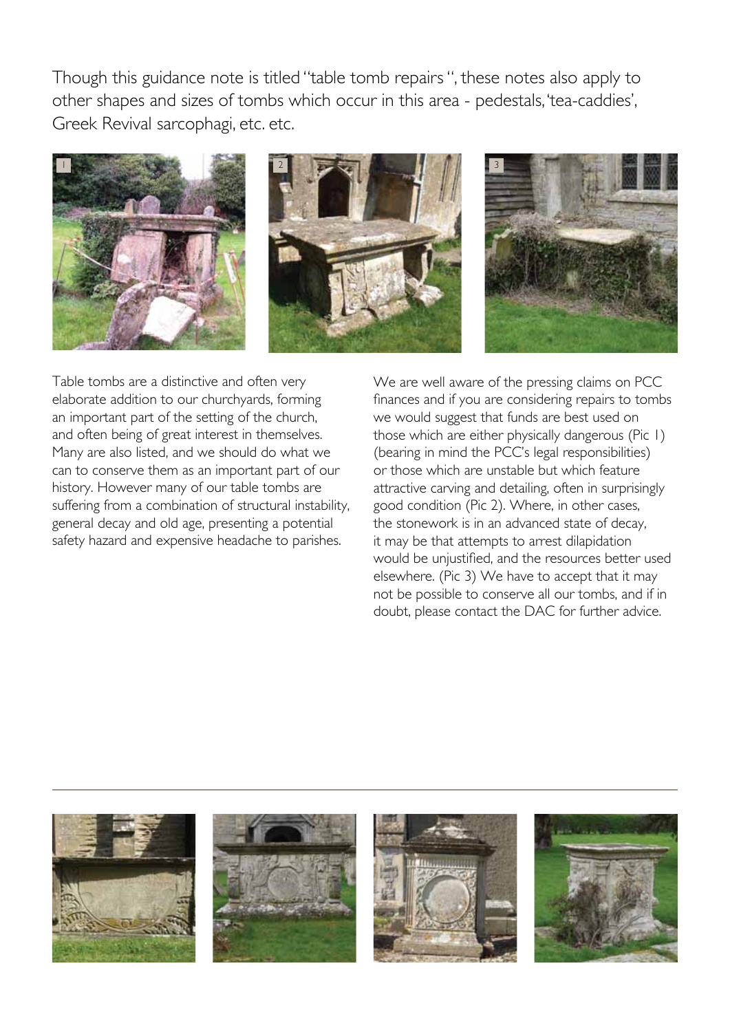Though this guidance note is titled "table tomb repairs ", these notes also apply to other shapes and sizes of tombs which occur in this area - pedestals, 'tea-caddies', Greek Revival sarcophagi, etc. etc.

Table tombs are a distinctive and often very elaborate addition to our churchyards, forming an important part of the setting of the church, and often being of great interest in themselves. Many are also listed, and we should do what we can to conserve them as an important part of our history. However many of our table tombs are suffering from a combination of structural instability, general decay and old age, presenting a potential safety hazard and expensive headache to parishes.

We are well aware of the pressing claims on PCC finances and if you are considering repairs to tombs we would suggest that funds are best used on those which are either physically dangerous (Pic 1) (bearing in mind the PCC's legal responsibilities) or those which are unstable but which feature attractive carving and detailing, often in surprisingly good condition (Pic 2). Where, in other cases, the stonework is in an advanced state of decay, it may be that attempts to arrest dilapidation would be unjustified, and the resources better used elsewhere. (Pic 3) We have to accept that it may not be possible to conserve all our tombs, and if in doubt, please contact the DAC for further advice.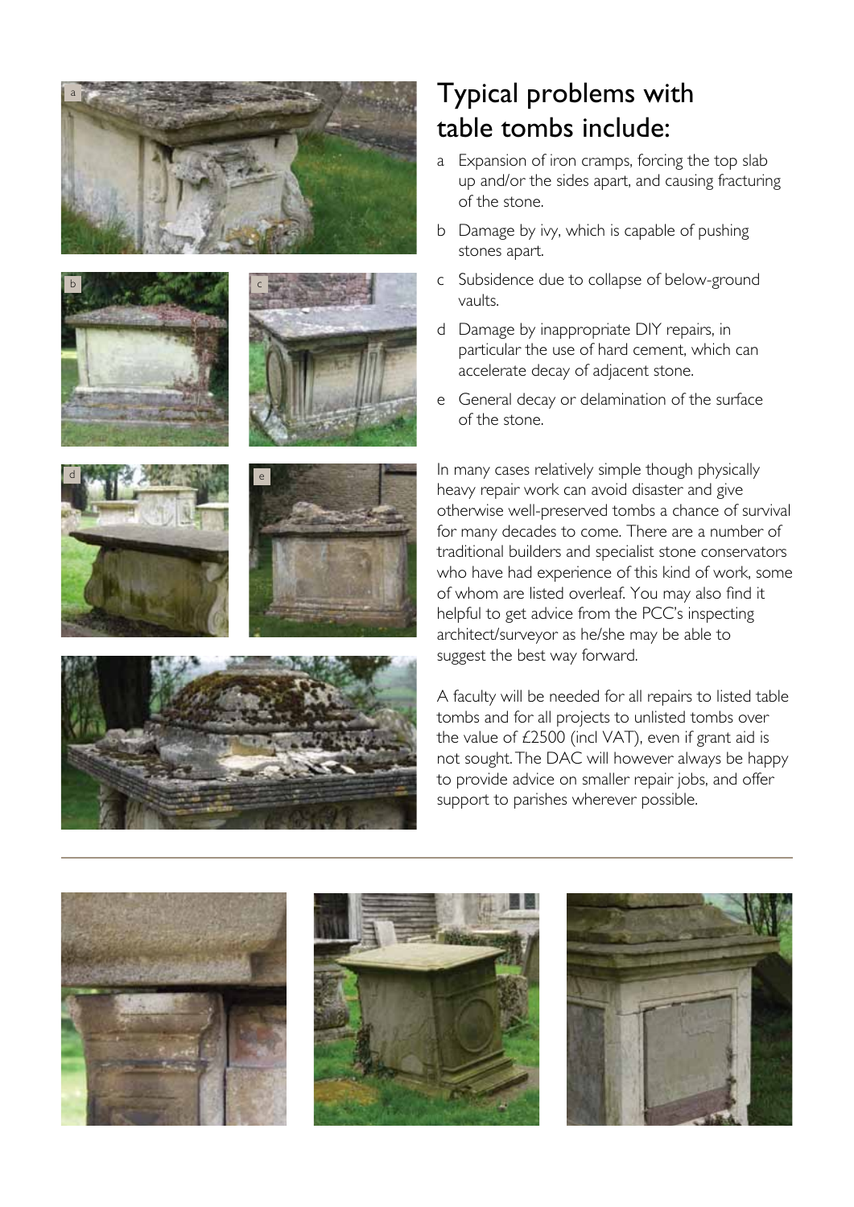# Typical problems with table tombs include:

- a Expansion of iron cramps, forcing the top slab up and/or the sides apart, and causing fracturing of the stone.
- b Damage by ivy, which is capable of pushing stones apart.
- c Subsidence due to collapse of below-ground vaults.
- d Damage by inappropriate DIY repairs, in particular the use of hard cement, which can accelerate decay of adjacent stone.
- e General decay or delamination of the surface of the stone.

In many cases relatively simple though physically heavy repair work can avoid disaster and give otherwise well-preserved tombs a chance of survival for many decades to come. There are a number of traditional builders and specialist stone conservators who have had experience of this kind of work, some of whom are listed overleaf. You may also find it helpful to get advice from the PCC's inspecting architect/surveyor as he/she may be able to suggest the best way forward.

A faculty will be needed for all repairs to listed table tombs and for all projects to unlisted tombs over the value of £2500 (incl VAT), even if grant aid is not sought. The DAC will however always be happy to provide advice on smaller repair jobs, and offer support to parishes wherever possible.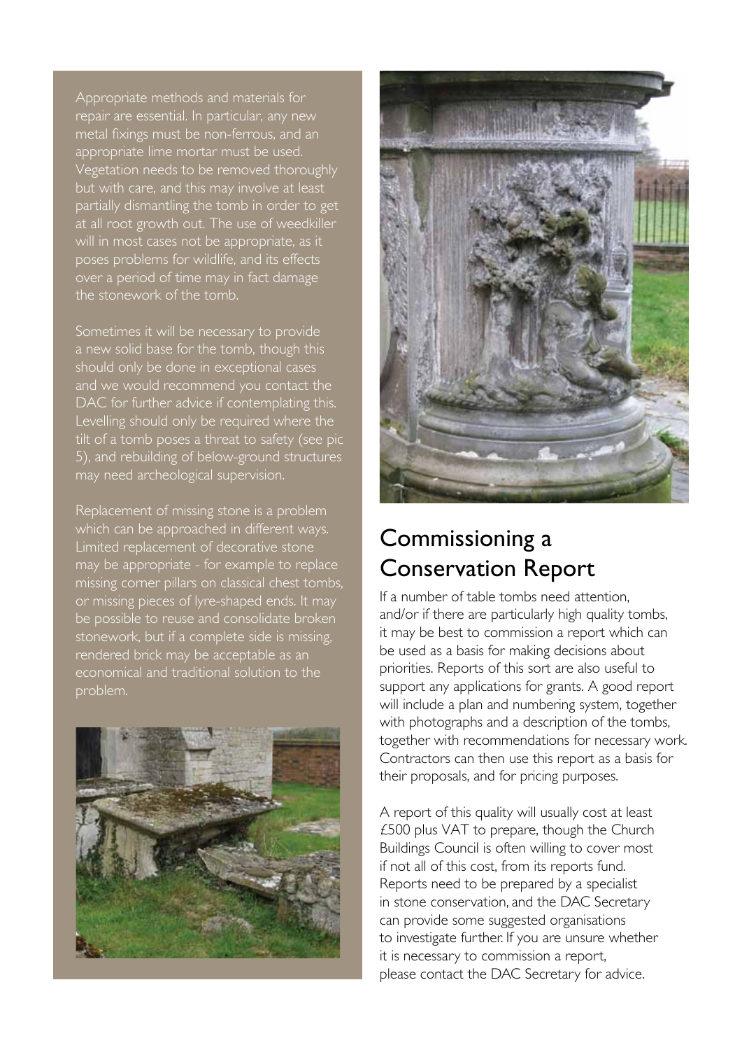Appropriate methods and materials for repair are essential. In particular, any new metal fixings must be non-ferrous, and an appropriate lime mortar must be used. Vegetation needs to be removed thoroughly but with care, and this may involve at least partially dismantling the tomb in order to get at all root growth out. The use of weedkiller will in most cases not be appropriate, as it poses problems for wildlife, and its effects over a period of time may in fact damage the stonework of the tomb.

Sometimes it will be necessary to provide a new solid base for the tomb, though this should only be done in exceptional cases and we would recommend you contact the DAC for further advice if contemplating this. Levelling should only be required where the tilt of a tomb poses a threat to safety (see pic 5), and rebuilding of below-ground structures may need archeological supervision.

Replacement of missing stone is a problem which can be approached in different ways. Limited replacement of decorative stone may be appropriate - for example to replace missing corner pillars on classical chest tombs, or missing pieces of lyre-shaped ends. It may be possible to reuse and consolidate broken stonework, but if a complete side is missing, rendered brick may be acceptable as an economical and traditional solution to the problem.

## Commissioning a Conservation Report

If a number of table tombs need attention, and/or if there are particularly high quality tombs, it may be best to commission a report which can be used as a basis for making decisions about priorities. Reports of this sort are also useful to support any applications for grants. A good report will include a plan and numbering system, together with photographs and a description of the tombs, together with recommendations for necessary work. Contractors can then use this report as a basis for their proposals, and for pricing purposes.

A report of this quality will usually cost at least £500 plus VAT to prepare, though the Church Buildings Council is often willing to cover most if not all of this cost, from its reports fund. Reports need to be prepared by a specialist in stone conservation, and the DAC Secretary can provide some suggested organisations to investigate further. If you are unsure whether it is necessary to commission a report, please contact the DAC Secretary for advice.